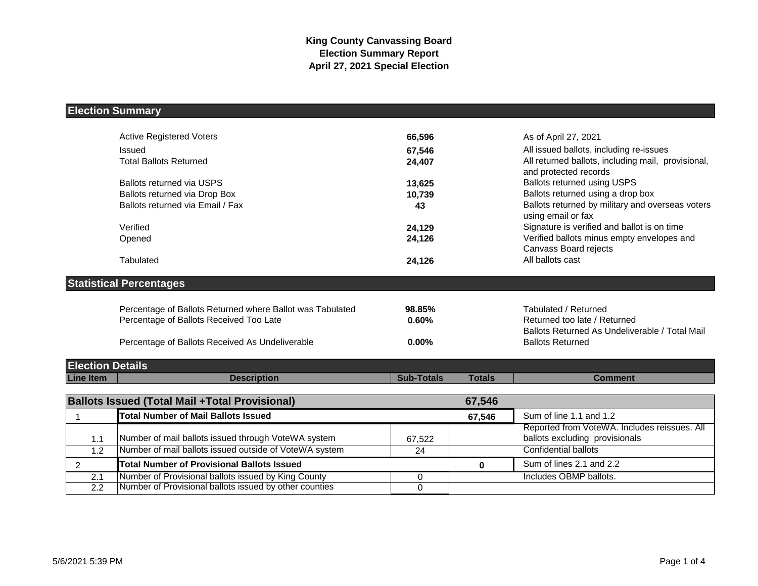# King County Canvassing Board
# Election Summary Report
# April 27, 2021 Special Election

## Election Summary

| | | |
|---|---|---|
| Active Registered Voters | **66,596** | As of April 27, 2021 |
| Issued | **67,546** | All issued ballots, including re-issues |
| Total Ballots Returned | **24,407** | All returned ballots, including mail, provisional, and protected records |
| Ballots returned via USPS | **13,625** | Ballots returned using USPS |
| Ballots returned via Drop Box | **10,739** | Ballots returned using a drop box |
| Ballots returned via Email / Fax | **43** | Ballots returned by military and overseas voters using email or fax |
| Verified | **24,129** | Signature is verified and ballot is on time |
| Opened | **24,126** | Verified ballots minus empty envelopes and Canvass Board rejects |
| Tabulated | **24,126** | All ballots cast |

## Statistical Percentages

| | | |
|---|---|---|
| Percentage of Ballots Returned where Ballot was Tabulated | **98.85%** | Tabulated / Returned |
| Percentage of Ballots Received Too Late | **0.60%** | Returned too late / Returned |
| Percentage of Ballots Received As Undeliverable | **0.00%** | Ballots Returned As Undeliverable / Total Mail Ballots Returned |

## Election Details

| Line Item | Description | Sub-Totals | Totals | Comment |
|---|---|---|---|---|
| **Ballots Issued (Total Mail +Total Provisional)** | | | **67,546** | |
| 1 | **Total Number of Mail Ballots Issued** | | **67,546** | Sum of line 1.1 and 1.2 |
| 1.1 | Number of mail ballots issued through VoteWA system | 67,522 | | Reported from VoteWA. Includes reissues. All ballots excluding provisionals |
| 1.2 | Number of mail ballots issued outside of VoteWA system | 24 | | Confidential ballots |
| 2 | **Total Number of Provisional Ballots Issued** | | **0** | Sum of lines 2.1 and 2.2 |
| 2.1 | Number of Provisional ballots issued by King County | 0 | | Includes OBMP ballots. |
| 2.2 | Number of Provisional ballots issued by other counties | 0 | | |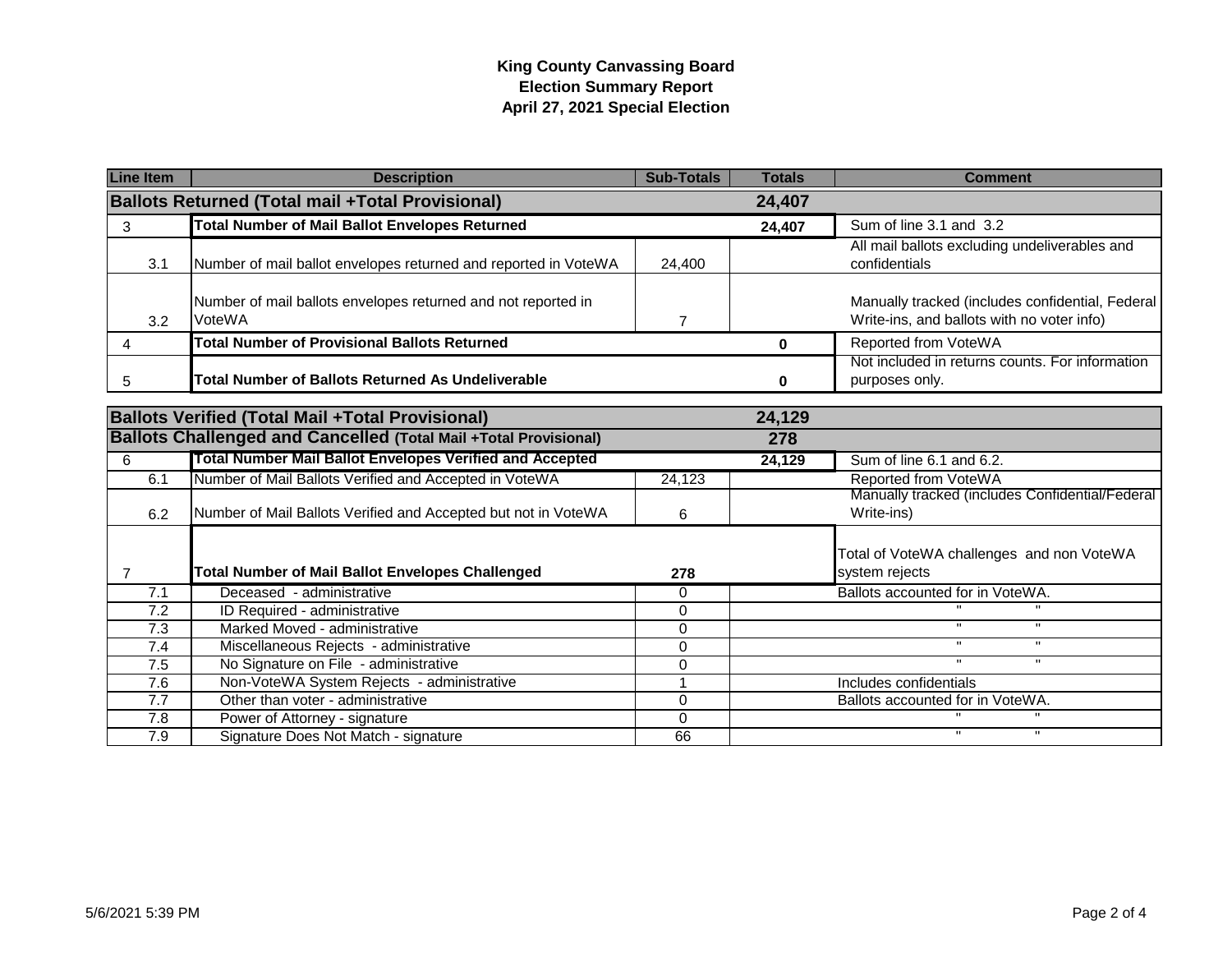**King County Canvassing Board**
**Election Summary Report**
**April 27, 2021 Special Election**

| Line Item | Description | Sub-Totals | Totals | Comment |
|---|---|---|---|---|
| **Ballots Returned (Total mail +Total Provisional)** | | | **24,407** | |
| 3 | **Total Number of Mail Ballot Envelopes Returned** | | **24,407** | Sum of line 3.1 and 3.2 |
| 3.1 | Number of mail ballot envelopes returned and reported in VoteWA | 24,400 | | All mail ballots excluding undeliverables and confidentials |
| 3.2 | Number of mail ballots envelopes returned and not reported in VoteWA | 7 | | Manually tracked (includes confidential, Federal Write-ins, and ballots with no voter info) |
| 4 | **Total Number of Provisional Ballots Returned** | | **0** | Reported from VoteWA |
| 5 | **Total Number of Ballots Returned As Undeliverable** | | **0** | Not included in returns counts. For information purposes only. |
| **Ballots Verified (Total Mail +Total Provisional)** | | | **24,129** | |
| **Ballots Challenged and Cancelled (Total Mail +Total Provisional)** | | | **278** | |
| 6 | **Total Number Mail Ballot Envelopes Verified and Accepted** | | **24,129** | Sum of line 6.1 and 6.2. |
| 6.1 | Number of Mail Ballots Verified and Accepted in VoteWA | 24,123 | | Reported from VoteWA |
| 6.2 | Number of Mail Ballots Verified and Accepted but not in VoteWA | 6 | | Manually tracked (includes Confidential/Federal Write-ins) |
| 7 | **Total Number of Mail Ballot Envelopes Challenged** | **278** | | Total of VoteWA challenges and non VoteWA system rejects |
| 7.1 | Deceased - administrative | 0 | | Ballots accounted for in VoteWA. |
| 7.2 | ID Required - administrative | 0 | | " " |
| 7.3 | Marked Moved - administrative | 0 | | " " |
| 7.4 | Miscellaneous Rejects - administrative | 0 | | " " |
| 7.5 | No Signature on File - administrative | 0 | | " " |
| 7.6 | Non-VoteWA System Rejects - administrative | 1 | | Includes confidentials |
| 7.7 | Other than voter - administrative | 0 | | Ballots accounted for in VoteWA. |
| 7.8 | Power of Attorney - signature | 0 | | " " |
| 7.9 | Signature Does Not Match - signature | 66 | | " " |

5/6/2021 5:39 PM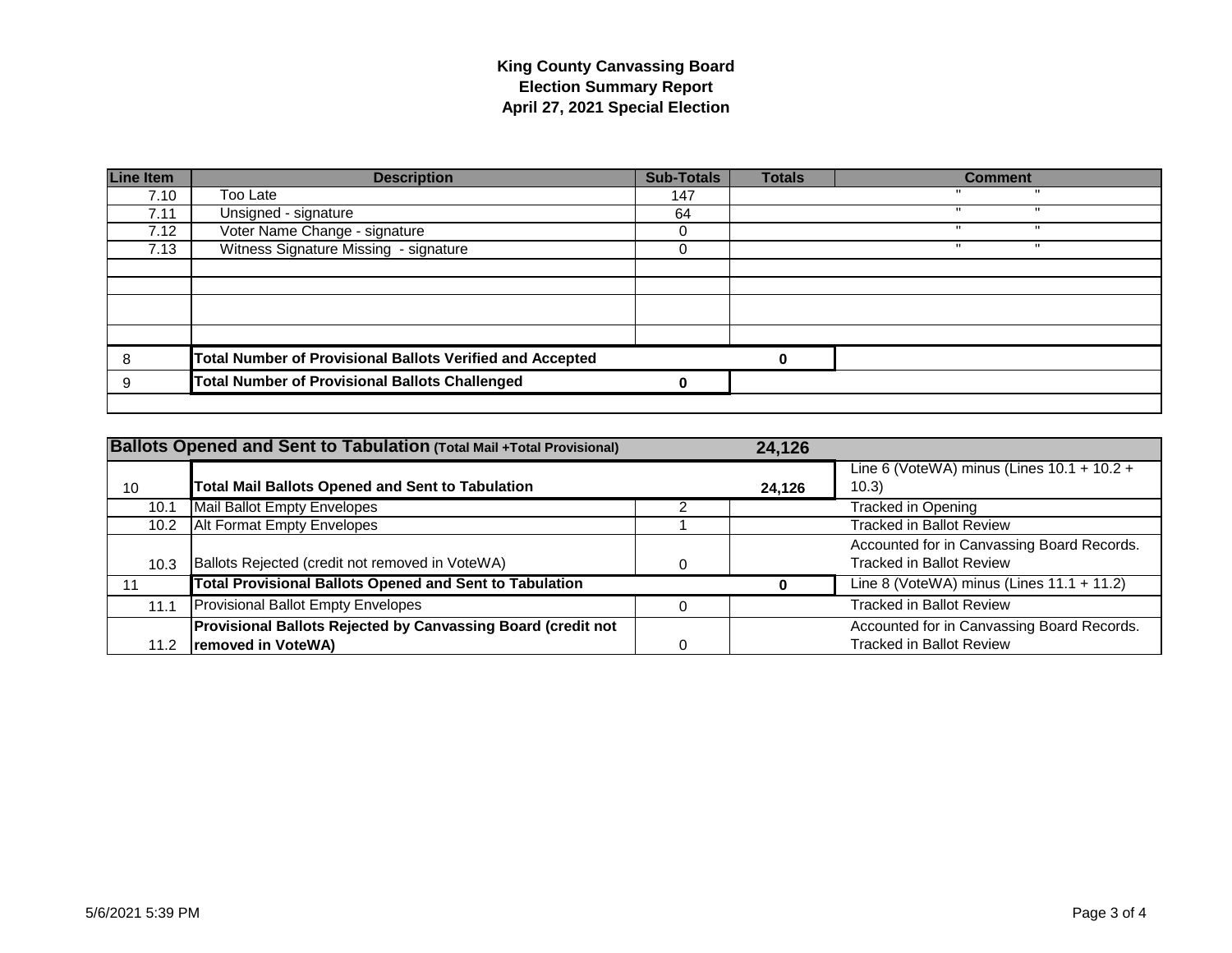**King County Canvassing Board**
**Election Summary Report**
**April 27, 2021 Special Election**

| Line Item | Description | Sub-Totals | Totals | Comment |
|---|---|---|---|---|
| 7.10 | Too Late | 147 | | " " |
| 7.11 | Unsigned - signature | 64 | | " " |
| 7.12 | Voter Name Change - signature | 0 | | " " |
| 7.13 | Witness Signature Missing - signature | 0 | | " " |
| | | | | |
| | | | | |
| | | | | |
| | | | | |
| 8 | **Total Number of Provisional Ballots Verified and Accepted** | | **0** | |
| 9 | **Total Number of Provisional Ballots Challenged** | **0** | | |

| **Ballots Opened and Sent to Tabulation** (Total Mail +Total Provisional) | | | **24,126** | |
|---|---|---|---|---|
| 10 | **Total Mail Ballots Opened and Sent to Tabulation** | | **24,126** | Line 6 (VoteWA) minus (Lines 10.1 + 10.2 + 10.3) |
| 10.1 | Mail Ballot Empty Envelopes | 2 | | Tracked in Opening |
| 10.2 | Alt Format Empty Envelopes | 1 | | Tracked in Ballot Review |
| 10.3 | Ballots Rejected (credit not removed in VoteWA) | 0 | | Accounted for in Canvassing Board Records. Tracked in Ballot Review |
| 11 | **Total Provisional Ballots Opened and Sent to Tabulation** | | **0** | Line 8 (VoteWA) minus (Lines 11.1 + 11.2) |
| 11.1 | Provisional Ballot Empty Envelopes | 0 | | Tracked in Ballot Review |
| 11.2 | **Provisional Ballots Rejected by Canvassing Board (credit not removed in VoteWA)** | 0 | | Accounted for in Canvassing Board Records. Tracked in Ballot Review |

5/6/2021 5:39 PM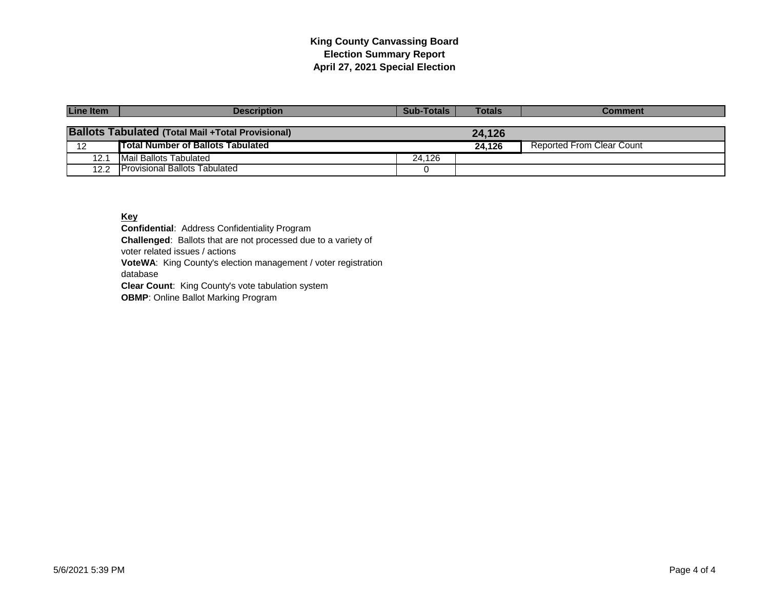**King County Canvassing Board**
**Election Summary Report**
**April 27, 2021 Special Election**

| Line Item | Description | Sub-Totals | Totals | Comment |
|---|---|---|---|---|
| **Ballots Tabulated (Total Mail +Total Provisional)** | | | **24,126** | |
| 12 | **Total Number of Ballots Tabulated** | | **24,126** | Reported From Clear Count |
| 12.1 | Mail Ballots Tabulated | 24,126 | | |
| 12.2 | Provisional Ballots Tabulated | 0 | | |

**Key**

**Confidential**: Address Confidentiality Program

**Challenged**: Ballots that are not processed due to a variety of voter related issues / actions

**VoteWA**: King County's election management / voter registration database

**Clear Count**: King County's vote tabulation system

**OBMP**: Online Ballot Marking Program

5/6/2021 5:39 PM